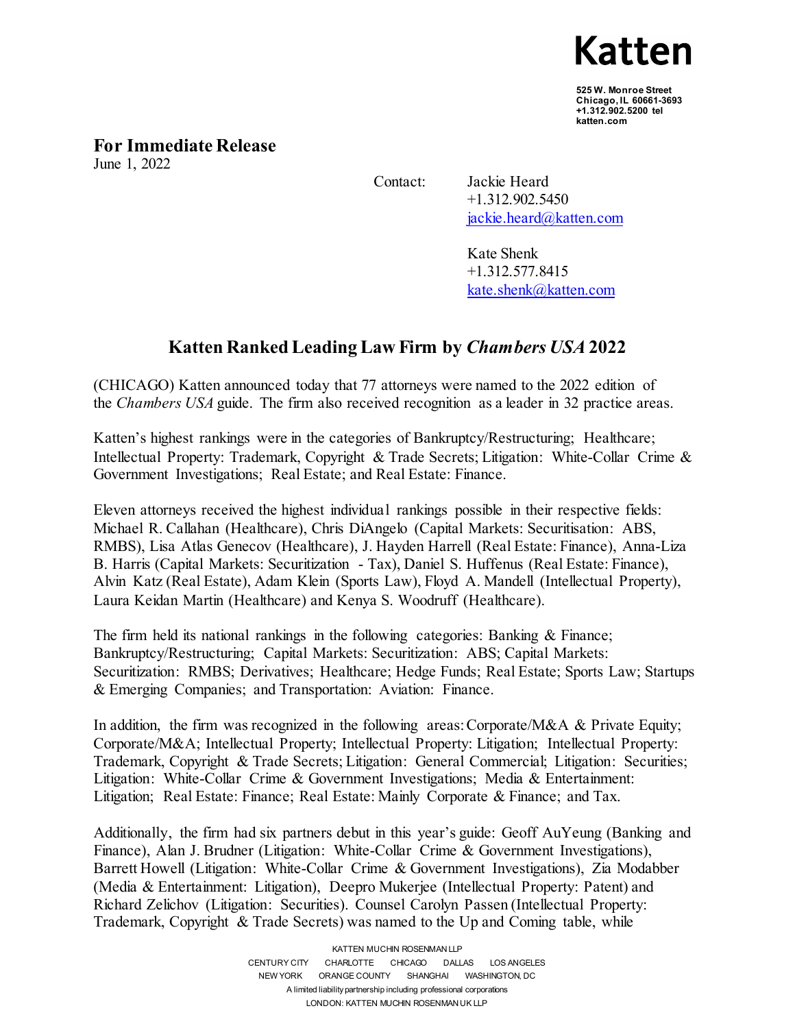Katten

525 W. Monroe Street
Chicago, IL 60661-3693
+1.312.902.5200 tel
katten.com

**For Immediate Release**
June 1, 2022

Contact: Jackie Heard
+1.312.902.5450
jackie.heard@katten.com

Kate Shenk
+1.312.577.8415
kate.shenk@katten.com

## Katten Ranked Leading Law Firm by *Chambers USA* 2022

(CHICAGO) Katten announced today that 77 attorneys were named to the 2022 edition of the *Chambers USA* guide. The firm also received recognition as a leader in 32 practice areas.

Katten's highest rankings were in the categories of Bankruptcy/Restructuring; Healthcare; Intellectual Property: Trademark, Copyright & Trade Secrets; Litigation: White-Collar Crime & Government Investigations; Real Estate; and Real Estate: Finance.

Eleven attorneys received the highest individual rankings possible in their respective fields: Michael R. Callahan (Healthcare), Chris DiAngelo (Capital Markets: Securitisation: ABS, RMBS), Lisa Atlas Genecov (Healthcare), J. Hayden Harrell (Real Estate: Finance), Anna-Liza B. Harris (Capital Markets: Securitization - Tax), Daniel S. Huffenus (Real Estate: Finance), Alvin Katz (Real Estate), Adam Klein (Sports Law), Floyd A. Mandell (Intellectual Property), Laura Keidan Martin (Healthcare) and Kenya S. Woodruff (Healthcare).

The firm held its national rankings in the following categories: Banking & Finance; Bankruptcy/Restructuring; Capital Markets: Securitization: ABS; Capital Markets: Securitization: RMBS; Derivatives; Healthcare; Hedge Funds; Real Estate; Sports Law; Startups & Emerging Companies; and Transportation: Aviation: Finance.

In addition, the firm was recognized in the following areas: Corporate/M&A & Private Equity; Corporate/M&A; Intellectual Property; Intellectual Property: Litigation; Intellectual Property: Trademark, Copyright & Trade Secrets; Litigation: General Commercial; Litigation: Securities; Litigation: White-Collar Crime & Government Investigations; Media & Entertainment: Litigation; Real Estate: Finance; Real Estate: Mainly Corporate & Finance; and Tax.

Additionally, the firm had six partners debut in this year's guide: Geoff AuYeung (Banking and Finance), Alan J. Brudner (Litigation: White-Collar Crime & Government Investigations), Barrett Howell (Litigation: White-Collar Crime & Government Investigations), Zia Modabber (Media & Entertainment: Litigation), Deepro Mukerjee (Intellectual Property: Patent) and Richard Zelichov (Litigation: Securities). Counsel Carolyn Passen (Intellectual Property: Trademark, Copyright & Trade Secrets) was named to the Up and Coming table, while

KATTEN MUCHIN ROSENMAN LLP
CENTURY CITY CHARLOTTE CHICAGO DALLAS LOS ANGELES
NEW YORK ORANGE COUNTY SHANGHAI WASHINGTON, DC
A limited liability partnership including professional corporations
LONDON: KATTEN MUCHIN ROSENMAN UK LLP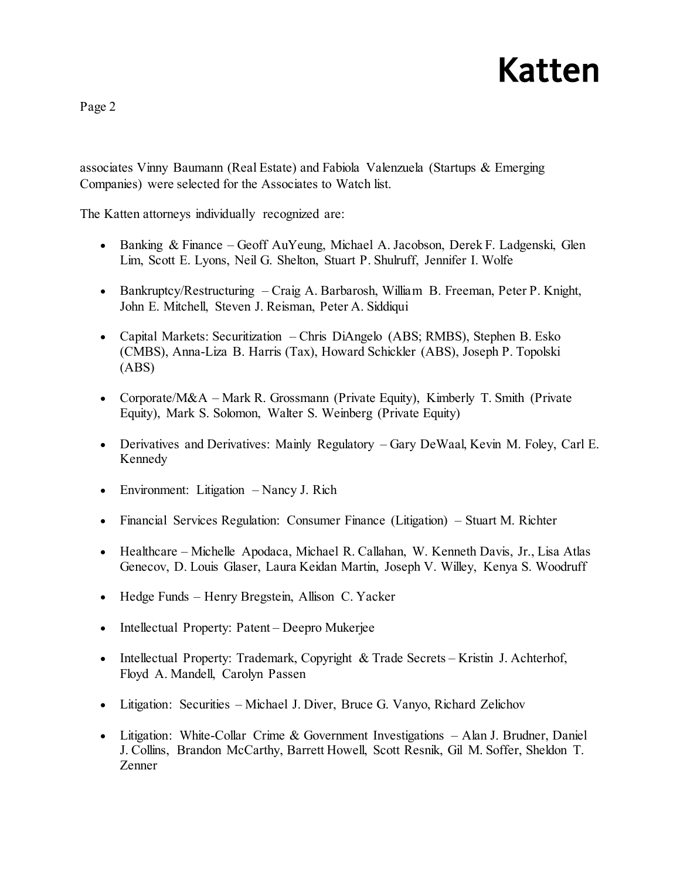associates Vinny Baumann (Real Estate) and Fabiola Valenzuela (Startups & Emerging Companies) were selected for the Associates to Watch list.

The Katten attorneys individually recognized are:

- Banking & Finance – Geoff AuYeung, Michael A. Jacobson, Derek F. Ladgenski, Glen Lim, Scott E. Lyons, Neil G. Shelton, Stuart P. Shulruff, Jennifer I. Wolfe
- Bankruptcy/Restructuring – Craig A. Barbarosh, William B. Freeman, Peter P. Knight, John E. Mitchell, Steven J. Reisman, Peter A. Siddiqui
- Capital Markets: Securitization – Chris DiAngelo (ABS; RMBS), Stephen B. Esko (CMBS), Anna-Liza B. Harris (Tax), Howard Schickler (ABS), Joseph P. Topolski (ABS)
- Corporate/M&A – Mark R. Grossmann (Private Equity), Kimberly T. Smith (Private Equity), Mark S. Solomon, Walter S. Weinberg (Private Equity)
- Derivatives and Derivatives: Mainly Regulatory – Gary DeWaal, Kevin M. Foley, Carl E. Kennedy
- Environment: Litigation – Nancy J. Rich
- Financial Services Regulation: Consumer Finance (Litigation) – Stuart M. Richter
- Healthcare – Michelle Apodaca, Michael R. Callahan, W. Kenneth Davis, Jr., Lisa Atlas Genecov, D. Louis Glaser, Laura Keidan Martin, Joseph V. Willey, Kenya S. Woodruff
- Hedge Funds – Henry Bregstein, Allison C. Yacker
- Intellectual Property: Patent – Deepro Mukerjee
- Intellectual Property: Trademark, Copyright & Trade Secrets – Kristin J. Achterhof, Floyd A. Mandell, Carolyn Passen
- Litigation: Securities – Michael J. Diver, Bruce G. Vanyo, Richard Zelichov
- Litigation: White-Collar Crime & Government Investigations – Alan J. Brudner, Daniel J. Collins, Brandon McCarthy, Barrett Howell, Scott Resnik, Gil M. Soffer, Sheldon T. Zenner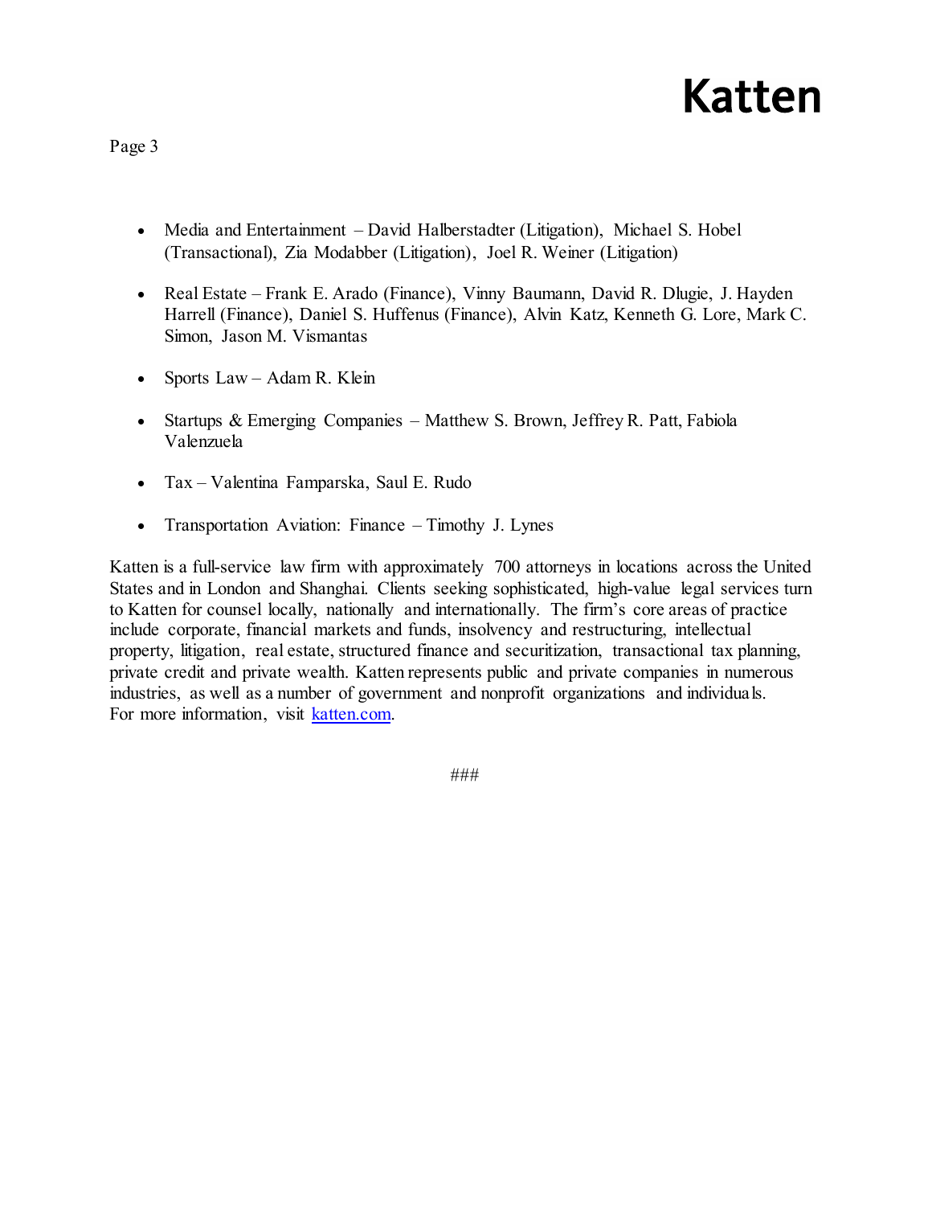- Media and Entertainment – David Halberstadter (Litigation), Michael S. Hobel (Transactional), Zia Modabber (Litigation), Joel R. Weiner (Litigation)

- Real Estate – Frank E. Arado (Finance), Vinny Baumann, David R. Dlugie, J. Hayden Harrell (Finance), Daniel S. Huffenus (Finance), Alvin Katz, Kenneth G. Lore, Mark C. Simon, Jason M. Vismantas

- Sports Law – Adam R. Klein

- Startups & Emerging Companies – Matthew S. Brown, Jeffrey R. Patt, Fabiola Valenzuela

- Tax – Valentina Famparska, Saul E. Rudo

- Transportation Aviation: Finance – Timothy J. Lynes

Katten is a full-service law firm with approximately 700 attorneys in locations across the United States and in London and Shanghai. Clients seeking sophisticated, high-value legal services turn to Katten for counsel locally, nationally and internationally. The firm's core areas of practice include corporate, financial markets and funds, insolvency and restructuring, intellectual property, litigation, real estate, structured finance and securitization, transactional tax planning, private credit and private wealth. Katten represents public and private companies in numerous industries, as well as a number of government and nonprofit organizations and individuals. For more information, visit [katten.com](https://katten.com).

###